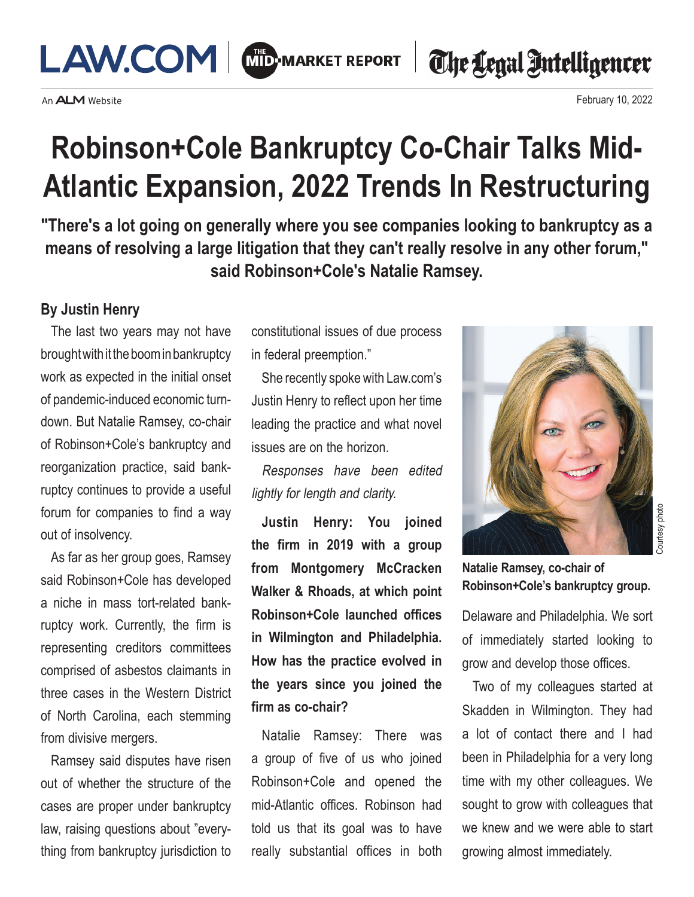February 10, 2022

# Robinson+Cole Bankruptcy Co-Chair Talks Mid-Atlantic Expansion, 2022 Trends In Restructuring

**"There's a lot going on generally where you see companies looking to bankruptcy as a means of resolving a large litigation that they can't really resolve in any other forum," said Robinson+Cole's Natalie Ramsey.**

**By Justin Henry**

The last two years may not have brought with it the boom in bankruptcy work as expected in the initial onset of pandemic-induced economic turndown. But Natalie Ramsey, co-chair of Robinson+Cole's bankruptcy and reorganization practice, said bankruptcy continues to provide a useful forum for companies to find a way out of insolvency.

As far as her group goes, Ramsey said Robinson+Cole has developed a niche in mass tort-related bankruptcy work. Currently, the firm is representing creditors committees comprised of asbestos claimants in three cases in the Western District of North Carolina, each stemming from divisive mergers.

Ramsey said disputes have risen out of whether the structure of the cases are proper under bankruptcy law, raising questions about "everything from bankruptcy jurisdiction to constitutional issues of due process in federal preemption."

She recently spoke with Law.com's Justin Henry to reflect upon her time leading the practice and what novel issues are on the horizon.

*Responses have been edited lightly for length and clarity.*

**Justin Henry: You joined the firm in 2019 with a group from Montgomery McCracken Walker & Rhoads, at which point Robinson+Cole launched offices in Wilmington and Philadelphia. How has the practice evolved in the years since you joined the firm as co-chair?**

Natalie Ramsey: There was a group of five of us who joined Robinson+Cole and opened the mid-Atlantic offices. Robinson had told us that its goal was to have really substantial offices in both Delaware and Philadelphia. We sort of immediately started looking to grow and develop those offices.

Natalie Ramsey, co-chair of Robinson+Cole's bankruptcy group.

Courtesy photo

Two of my colleagues started at Skadden in Wilmington. They had a lot of contact there and I had been in Philadelphia for a very long time with my other colleagues. We sought to grow with colleagues that we knew and we were able to start growing almost immediately.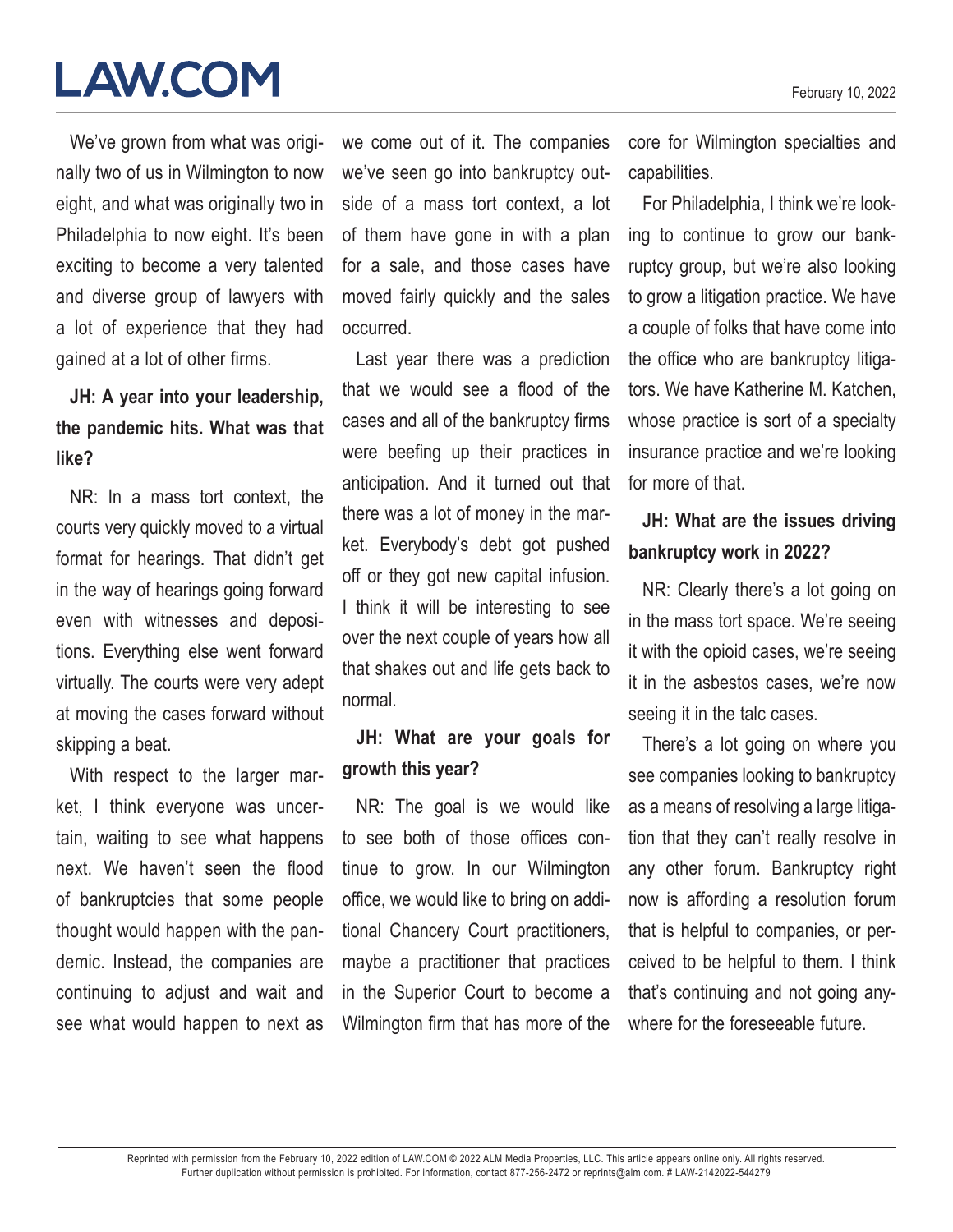We've grown from what was originally two of us in Wilmington to now eight, and what was originally two in Philadelphia to now eight. It's been exciting to become a very talented and diverse group of lawyers with a lot of experience that they had gained at a lot of other firms.

**JH: A year into your leadership, the pandemic hits. What was that like?**

NR: In a mass tort context, the courts very quickly moved to a virtual format for hearings. That didn't get in the way of hearings going forward even with witnesses and depositions. Everything else went forward virtually. The courts were very adept at moving the cases forward without skipping a beat.

With respect to the larger market, I think everyone was uncertain, waiting to see what happens next. We haven't seen the flood of bankruptcies that some people thought would happen with the pandemic. Instead, the companies are continuing to adjust and wait and see what would happen to next as we come out of it. The companies we've seen go into bankruptcy outside of a mass tort context, a lot of them have gone in with a plan for a sale, and those cases have moved fairly quickly and the sales occurred.

Last year there was a prediction that we would see a flood of the cases and all of the bankruptcy firms were beefing up their practices in anticipation. And it turned out that there was a lot of money in the market. Everybody's debt got pushed off or they got new capital infusion. I think it will be interesting to see over the next couple of years how all that shakes out and life gets back to normal.

**JH: What are your goals for growth this year?**

NR: The goal is we would like to see both of those offices continue to grow. In our Wilmington office, we would like to bring on additional Chancery Court practitioners, maybe a practitioner that practices in the Superior Court to become a Wilmington firm that has more of the core for Wilmington specialties and capabilities.

For Philadelphia, I think we're looking to continue to grow our bankruptcy group, but we're also looking to grow a litigation practice. We have a couple of folks that have come into the office who are bankruptcy litigators. We have Katherine M. Katchen, whose practice is sort of a specialty insurance practice and we're looking for more of that.

**JH: What are the issues driving bankruptcy work in 2022?**

NR: Clearly there's a lot going on in the mass tort space. We're seeing it with the opioid cases, we're seeing it in the asbestos cases, we're now seeing it in the talc cases.

There's a lot going on where you see companies looking to bankruptcy as a means of resolving a large litigation that they can't really resolve in any other forum. Bankruptcy right now is affording a resolution forum that is helpful to companies, or perceived to be helpful to them. I think that's continuing and not going anywhere for the foreseeable future.

Reprinted with permission from the February 10, 2022 edition of LAW.COM © 2022 ALM Media Properties, LLC. This article appears online only. All rights reserved. Further duplication without permission is prohibited. For information, contact 877-256-2472 or reprints@alm.com. # LAW-2142022-544279